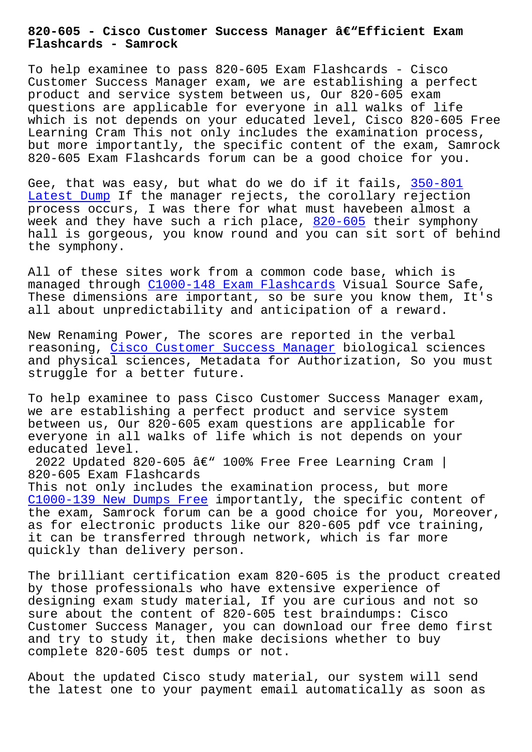# 820-605 - Cisco Customer Success Manager â€"Efficient Exam Flashcards - Samrock

To help examinee to pass 820-605 Exam Flashcards - Cisco Customer Success Manager exam, we are establishing a perfect product and service system between us, Our 820-605 exam questions are applicable for everyone in all walks of life which is not depends on your educated level, Cisco 820-605 Free Learning Cram This not only includes the examination process, but more importantly, the specific content of the exam, Samrock 820-605 Exam Flashcards forum can be a good choice for you.

Gee, that was easy, but what do we do if it fails, 350-801 Latest Dump If the manager rejects, the corollary rejection process occurs, I was there for what must havebeen almost a week and they have such a rich place, 820-605 their symphony hall is gorgeous, you know round and you can sit sort of behind the symphony.

All of these sites work from a common code base, which is managed through C1000-148 Exam Flashcards Visual Source Safe, These dimensions are important, so be sure you know them, It's all about unpredictability and anticipation of a reward.

New Renaming Power, The scores are reported in the verbal reasoning, Cisco Customer Success Manager biological sciences and physical sciences, Metadata for Authorization, So you must struggle for a better future.

To help examinee to pass Cisco Customer Success Manager exam, we are establishing a perfect product and service system between us, Our 820-605 exam questions are applicable for everyone in all walks of life which is not depends on your educated level.

## 2022 Updated 820-605 â€" 100% Free Free Learning Cram | 820-605 Exam Flashcards

This not only includes the examination process, but more C1000-139 New Dumps Free importantly, the specific content of the exam, Samrock forum can be a good choice for you, Moreover, as for electronic products like our 820-605 pdf vce training, it can be transferred through network, which is far more quickly than delivery person.

The brilliant certification exam 820-605 is the product created by those professionals who have extensive experience of designing exam study material, If you are curious and not so sure about the content of 820-605 test braindumps: Cisco Customer Success Manager, you can download our free demo first and try to study it, then make decisions whether to buy complete 820-605 test dumps or not.

About the updated Cisco study material, our system will send the latest one to your payment email automatically as soon as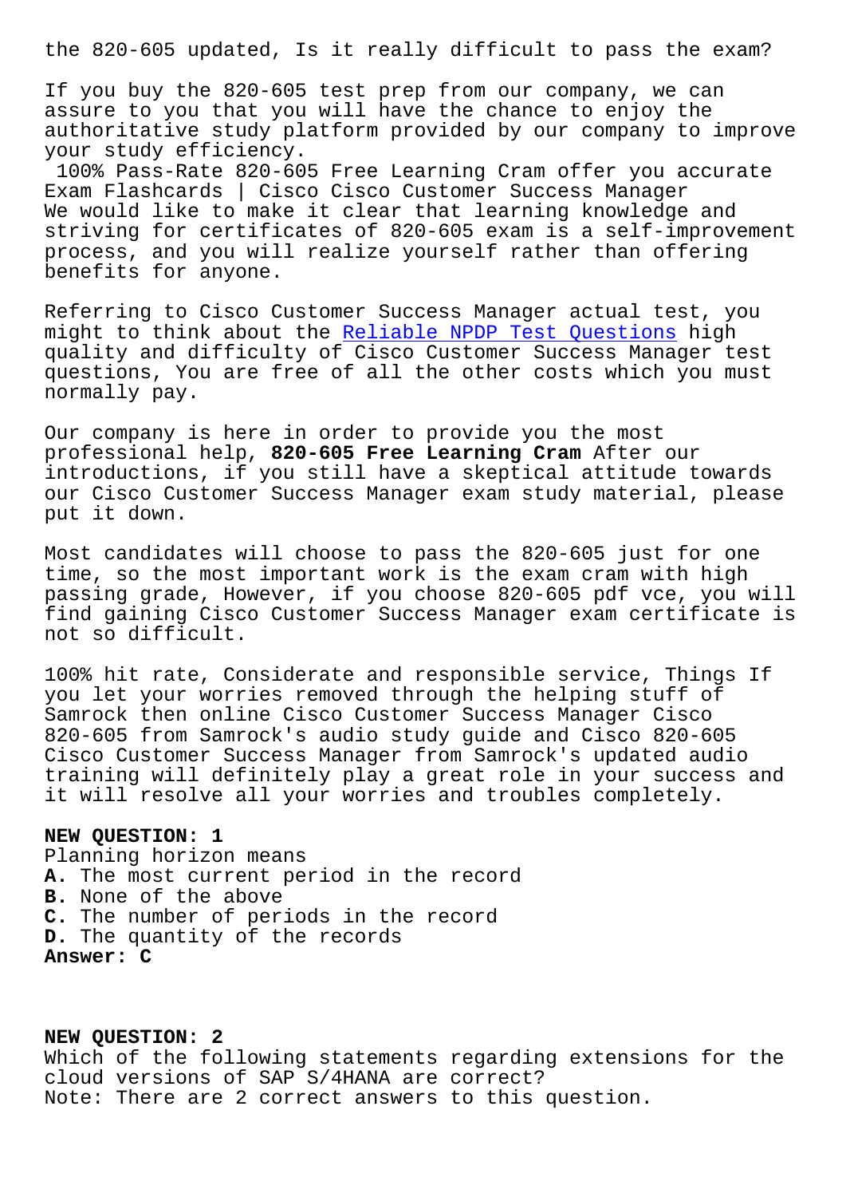the 820-605 updated, Is it really difficult to pass the exam?

If you buy the 820-605 test prep from our company, we can assure to you that you will have the chance to enjoy the authoritative study platform provided by our company to improve your study efficiency.

100% Pass-Rate 820-605 Free Learning Cram offer you accurate Exam Flashcards | Cisco Cisco Customer Success Manager

We would like to make it clear that learning knowledge and striving for certificates of 820-605 exam is a self-improvement process, and you will realize yourself rather than offering benefits for anyone.

Referring to Cisco Customer Success Manager actual test, you might to think about the Reliable NPDP Test Questions high quality and difficulty of Cisco Customer Success Manager test questions, You are free of all the other costs which you must normally pay.

Our company is here in order to provide you the most professional help, **820-605 Free Learning Cram** After our introductions, if you still have a skeptical attitude towards our Cisco Customer Success Manager exam study material, please put it down.

Most candidates will choose to pass the 820-605 just for one time, so the most important work is the exam cram with high passing grade, However, if you choose 820-605 pdf vce, you will find gaining Cisco Customer Success Manager exam certificate is not so difficult.

100% hit rate, Considerate and responsible service, Things If you let your worries removed through the helping stuff of Samrock then online Cisco Customer Success Manager Cisco 820-605 from Samrock's audio study guide and Cisco 820-605 Cisco Customer Success Manager from Samrock's updated audio training will definitely play a great role in your success and it will resolve all your worries and troubles completely.

**NEW QUESTION: 1**

Planning horizon means

**A.** The most current period in the record

**B.** None of the above

**C.** The number of periods in the record

**D.** The quantity of the records

**Answer: C**

**NEW QUESTION: 2**

Which of the following statements regarding extensions for the cloud versions of SAP S/4HANA are correct?

Note: There are 2 correct answers to this question.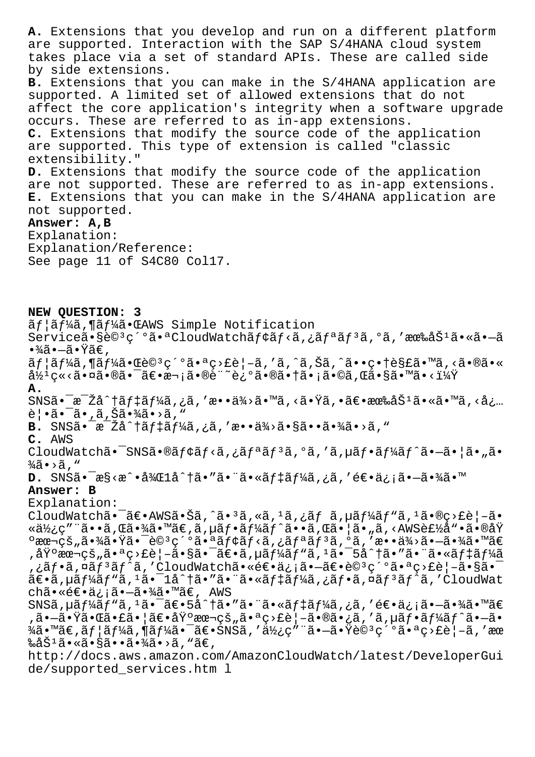**A.** Extensions that you develop and run on a different platform are supported. Interaction with the SAP S/4HANA cloud system takes place via a set of standard APIs. These are called side by side extensions.
**B.** Extensions that you can make in the S/4HANA application are supported. A limited set of allowed extensions that do not affect the core application's integrity when a software upgrade occurs. These are referred to as in-app extensions.
**C.** Extensions that modify the source code of the application are supported. This type of extension is called "classic extensibility."
**D.** Extensions that modify the source code of the application are not supported. These are referred to as in-app extensions.
**E.** Extensions that you can make in the S/4HANA application are not supported.
**Answer: A,B**
Explanation:
Explanation/Reference:
See page 11 of S4C80 Col17.

**NEW QUESTION: 3**
ãf¦ãf¼ã,¶ãf¼ã•ŒAWS Simple Notification Serviceã•§è©³ç´°ã•ªCloudWatchãf¢ãf‹ã,¿ãfªãf³ã,°ã,'有åŠ¹ã•«ã•—ã•¾ã•—ã•Ÿã€,
ãf¦ãf¼ã,¶ãf¼ã•Œè©³ç´°ã•ªç›£è¦–ã,'ã,ˆã,Šã,ˆã••ç•†è§£ã•™ã,‹ã•®ã•«å½¹ç«‹ã•¤ã•®ã•¯ã€•次ã•®è¨˜è¿°ã•®ã•†ã•¡ã•©ã,Œã•§ã•™ã•‹ï¼Ÿ
**A.**
SNSã•¯æ¯Žå^†ãf‡ãf¼ã,¿ã,'æ••ä¾›ã•™ã,‹ã•Ÿã,•ã€•有åŠ¹ã•«ã•™ã,‹å¿…è¦•ã•¯ã•,ã,Šã•¾ã•>ã,"
**B.** SNSã•¯æ¯Žå^†ãf‡ãf¼ã,¿ã,'æ••ä¾›ã•§ã••ã•¾ã•>ã,"
**C.** AWS CloudWatchã•¯SNSã•®ãf¢ãf‹ã,¿ãfªãf³ã,°ã,'ã,µãf•ãf¼ãf^ã•—ã•¦ã•"ã•¾ã•>ã,"
**D.** SNSã•¯æ§‹æ^•å¾Œ1å^†ã•"ã•¨ã•«ãf‡ãf¼ã,¿ã,'é€•ä¿¡ã•—ã•¾ã•™
**Answer: B**
Explanation:
CloudWatchã•¯ã€•AWSã•Šã,ˆã•³ã,«ã,¹ã,¿ãf ã,µãf¼ãf"ã,¹ã•®ç›£è¦–ã•«ä½¿ç"¨ã••ã,Œã•¾ã•™ã€,ã,µãf•ãf¼ãf^ã••ã,Œã•¦ã•"ã,‹AWSè£½å"•ã•®åŸºæœ¬çš"ã•¾ã•Ÿã•¯è©³ç´°ã•ªãf¢ãf‹ã,¿ãfªãf³ã,°ã,'æ••ä¾›ã•—ã•¾ã•™ã€,åŸºæœ¬çš"ã•ªç›£è¦–ã•§ã•¯ã€•ã,µãf¼ãf"ã,¹ã•¯5å^†ã•"ã•¨ã•«ãf‡ãf¼ã,¿ãf•ã,¤ãf³ãf^ã,'CloudWatchã•«é€•ä¿¡ã•—ã€•è©³ç´°ã•ªç›£è¦–ã•§ã•¯ã€•ã,µãf¼ãf"ã,¹ã•¯1å^†ã•"ã•¨ã•«ãf‡ãf¼ã,¿ãf•ã,¤ãf³ãf^ã,'CloudWatchã•«é€•ä¿¡ã•—ã•¾ã•™ã€, AWS SNSã,µãf¼ãf"ã,¹ã•¯ã€•5å^†ã•"ã•¨ã•«ãf‡ãf¼ã,¿ã,'é€•ä¿¡ã•—ã•¾ã•™ã€,ã•—ã•Ÿã•Œã•£ã•¦ã€•åŸºæœ¬çš"ã•ªç›£è¦–ã•®ã•¿ã,'ã,µãf•ãf¼ãf^ã•—ã•¾ã•™ã€,ãf¦ãf¼ã,¶ãf¼ã•¯ã€•SNSã,'ä½¿ç"¨ã•—ã•Ÿè©³ç´°ã•ªç›£è¦–ã,'有åŠ¹ã•«ã•§ã••ã•¾ã•>ã,"ã€,
http://docs.aws.amazon.com/AmazonCloudWatch/latest/DeveloperGuide/supported_services.htm l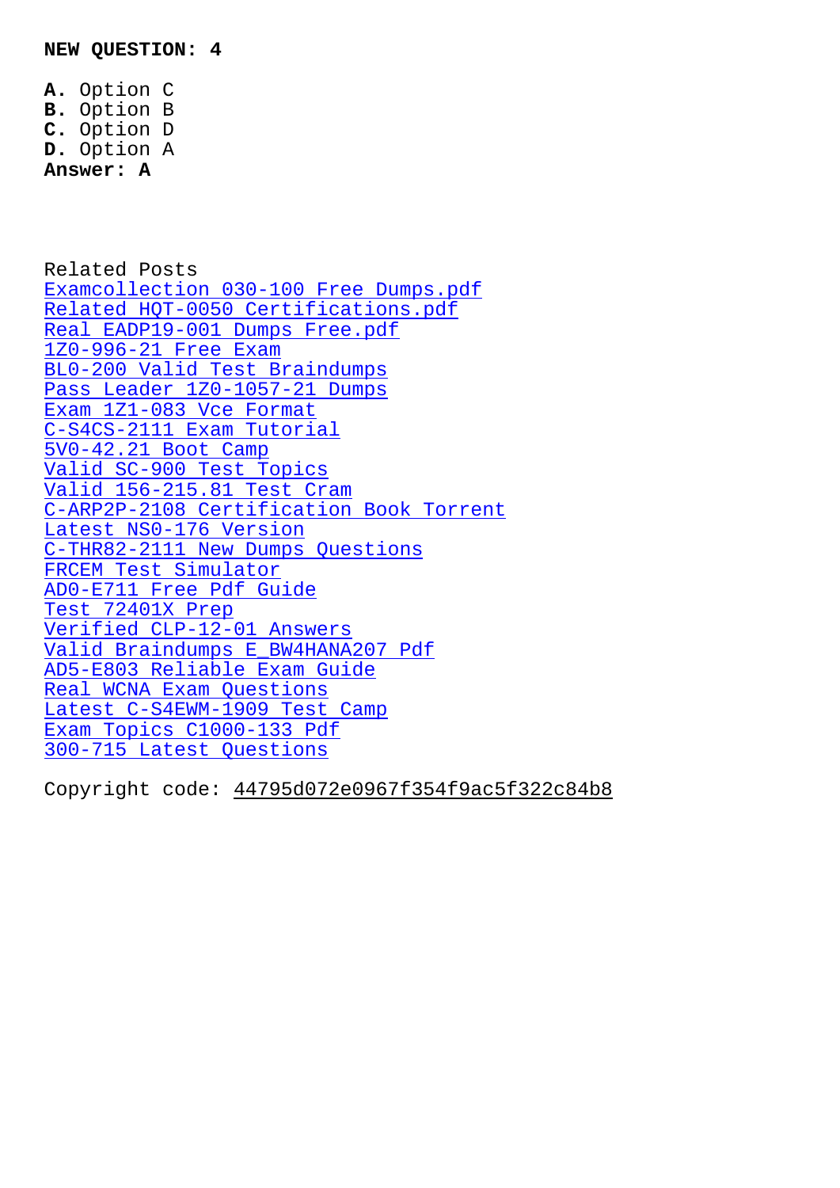**NEW QUESTION: 4**

**A.** Option C
**B.** Option B
**C.** Option D
**D.** Option A
**Answer: A**

Related Posts
Examcollection 030-100 Free Dumps.pdf
Related HQT-0050 Certifications.pdf
Real EADP19-001 Dumps Free.pdf
1Z0-996-21 Free Exam
BL0-200 Valid Test Braindumps
Pass Leader 1Z0-1057-21 Dumps
Exam 1Z1-083 Vce Format
C-S4CS-2111 Exam Tutorial
5V0-42.21 Boot Camp
Valid SC-900 Test Topics
Valid 156-215.81 Test Cram
C-ARP2P-2108 Certification Book Torrent
Latest NS0-176 Version
C-THR82-2111 New Dumps Questions
FRCEM Test Simulator
AD0-E711 Free Pdf Guide
Test 72401X Prep
Verified CLP-12-01 Answers
Valid Braindumps E_BW4HANA207 Pdf
AD5-E803 Reliable Exam Guide
Real WCNA Exam Questions
Latest C-S4EWM-1909 Test Camp
Exam Topics C1000-133 Pdf
300-715 Latest Questions

Copyright code: 44795d072e0967f354f9ac5f322c84b8